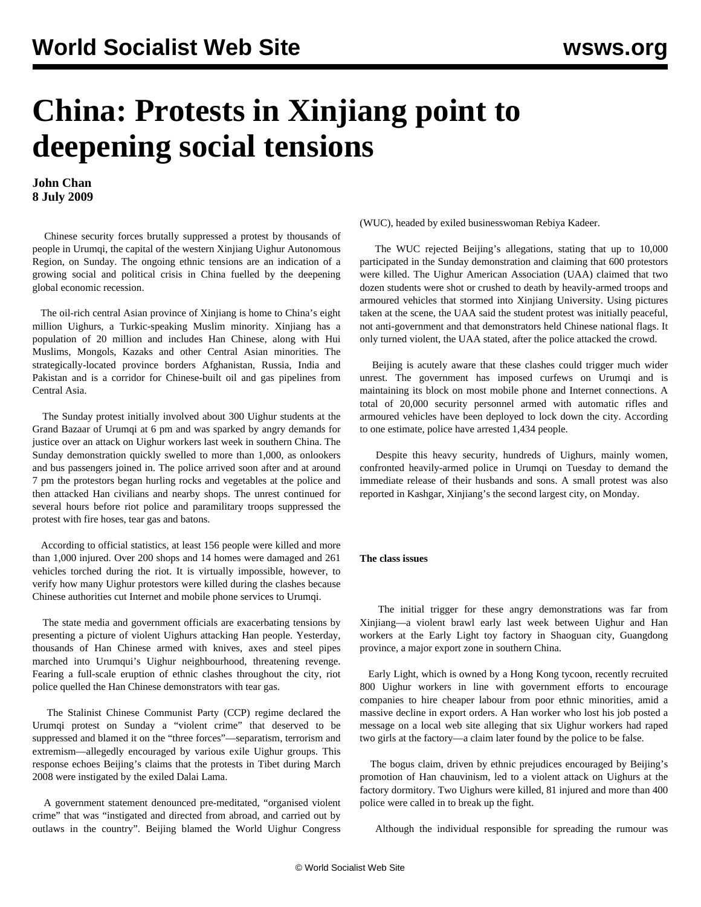# China: Protests in Xinjiang point to deepening social tensions

**John Chan**
**8 July 2009**

Chinese security forces brutally suppressed a protest by thousands of people in Urumqi, the capital of the western Xinjiang Uighur Autonomous Region, on Sunday. The ongoing ethnic tensions are an indication of a growing social and political crisis in China fuelled by the deepening global economic recession.

The oil-rich central Asian province of Xinjiang is home to China's eight million Uighurs, a Turkic-speaking Muslim minority. Xinjiang has a population of 20 million and includes Han Chinese, along with Hui Muslims, Mongols, Kazaks and other Central Asian minorities. The strategically-located province borders Afghanistan, Russia, India and Pakistan and is a corridor for Chinese-built oil and gas pipelines from Central Asia.

The Sunday protest initially involved about 300 Uighur students at the Grand Bazaar of Urumqi at 6 pm and was sparked by angry demands for justice over an attack on Uighur workers last week in southern China. The Sunday demonstration quickly swelled to more than 1,000, as onlookers and bus passengers joined in. The police arrived soon after and at around 7 pm the protestors began hurling rocks and vegetables at the police and then attacked Han civilians and nearby shops. The unrest continued for several hours before riot police and paramilitary troops suppressed the protest with fire hoses, tear gas and batons.

According to official statistics, at least 156 people were killed and more than 1,000 injured. Over 200 shops and 14 homes were damaged and 261 vehicles torched during the riot. It is virtually impossible, however, to verify how many Uighur protestors were killed during the clashes because Chinese authorities cut Internet and mobile phone services to Urumqi.

The state media and government officials are exacerbating tensions by presenting a picture of violent Uighurs attacking Han people. Yesterday, thousands of Han Chinese armed with knives, axes and steel pipes marched into Urumqui's Uighur neighbourhood, threatening revenge. Fearing a full-scale eruption of ethnic clashes throughout the city, riot police quelled the Han Chinese demonstrators with tear gas.

The Stalinist Chinese Communist Party (CCP) regime declared the Urumqi protest on Sunday a "violent crime" that deserved to be suppressed and blamed it on the "three forces"—separatism, terrorism and extremism—allegedly encouraged by various exile Uighur groups. This response echoes Beijing's claims that the protests in Tibet during March 2008 were instigated by the exiled Dalai Lama.

A government statement denounced pre-meditated, "organised violent crime" that was "instigated and directed from abroad, and carried out by outlaws in the country". Beijing blamed the World Uighur Congress (WUC), headed by exiled businesswoman Rebiya Kadeer.

The WUC rejected Beijing's allegations, stating that up to 10,000 participated in the Sunday demonstration and claiming that 600 protestors were killed. The Uighur American Association (UAA) claimed that two dozen students were shot or crushed to death by heavily-armed troops and armoured vehicles that stormed into Xinjiang University. Using pictures taken at the scene, the UAA said the student protest was initially peaceful, not anti-government and that demonstrators held Chinese national flags. It only turned violent, the UAA stated, after the police attacked the crowd.

Beijing is acutely aware that these clashes could trigger much wider unrest. The government has imposed curfews on Urumqi and is maintaining its block on most mobile phone and Internet connections. A total of 20,000 security personnel armed with automatic rifles and armoured vehicles have been deployed to lock down the city. According to one estimate, police have arrested 1,434 people.

Despite this heavy security, hundreds of Uighurs, mainly women, confronted heavily-armed police in Urumqi on Tuesday to demand the immediate release of their husbands and sons. A small protest was also reported in Kashgar, Xinjiang's the second largest city, on Monday.

**The class issues**

The initial trigger for these angry demonstrations was far from Xinjiang—a violent brawl early last week between Uighur and Han workers at the Early Light toy factory in Shaoguan city, Guangdong province, a major export zone in southern China.

Early Light, which is owned by a Hong Kong tycoon, recently recruited 800 Uighur workers in line with government efforts to encourage companies to hire cheaper labour from poor ethnic minorities, amid a massive decline in export orders. A Han worker who lost his job posted a message on a local web site alleging that six Uighur workers had raped two girls at the factory—a claim later found by the police to be false.

The bogus claim, driven by ethnic prejudices encouraged by Beijing's promotion of Han chauvinism, led to a violent attack on Uighurs at the factory dormitory. Two Uighurs were killed, 81 injured and more than 400 police were called in to break up the fight.

Although the individual responsible for spreading the rumour was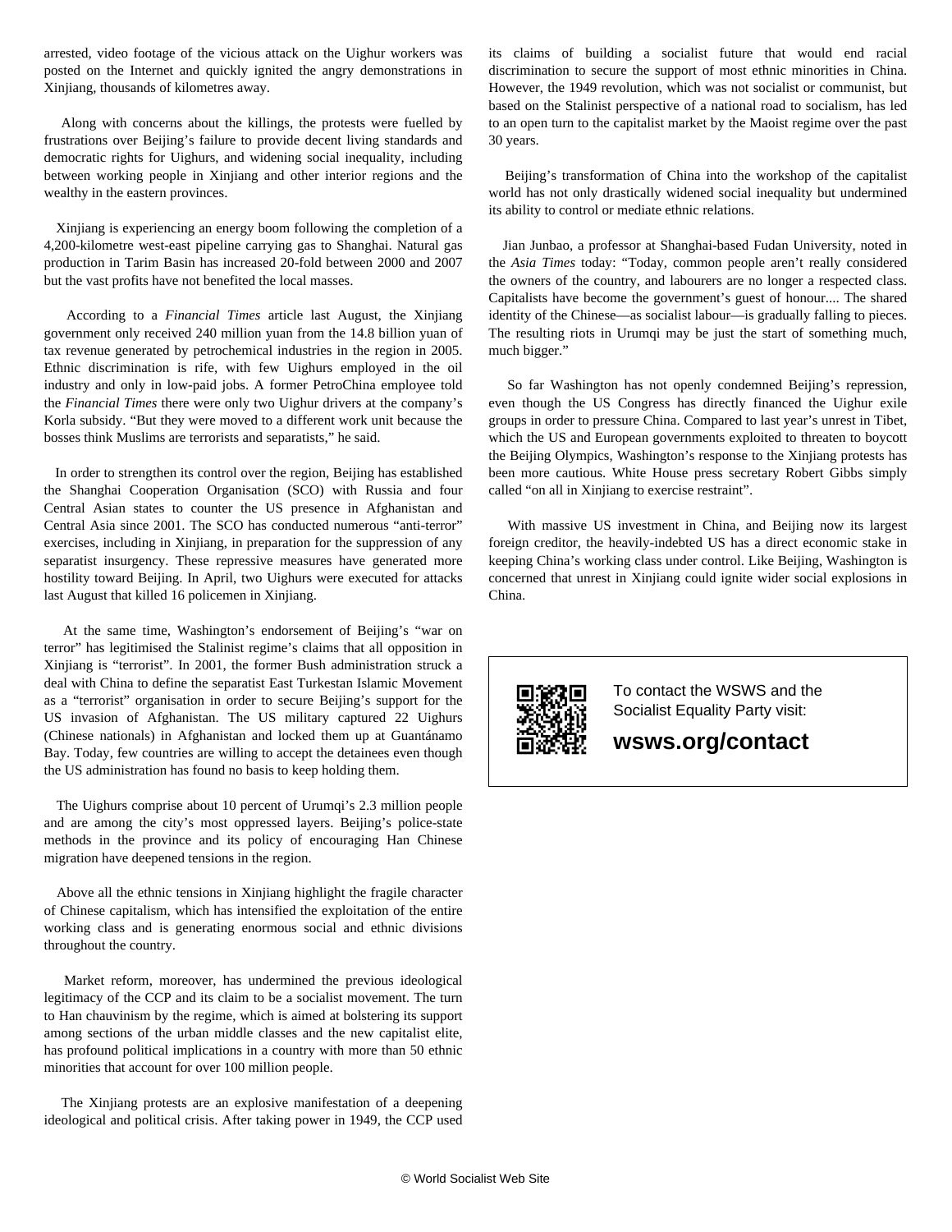arrested, video footage of the vicious attack on the Uighur workers was posted on the Internet and quickly ignited the angry demonstrations in Xinjiang, thousands of kilometres away.

Along with concerns about the killings, the protests were fuelled by frustrations over Beijing's failure to provide decent living standards and democratic rights for Uighurs, and widening social inequality, including between working people in Xinjiang and other interior regions and the wealthy in the eastern provinces.

Xinjiang is experiencing an energy boom following the completion of a 4,200-kilometre west-east pipeline carrying gas to Shanghai. Natural gas production in Tarim Basin has increased 20-fold between 2000 and 2007 but the vast profits have not benefited the local masses.

According to a *Financial Times* article last August, the Xinjiang government only received 240 million yuan from the 14.8 billion yuan of tax revenue generated by petrochemical industries in the region in 2005. Ethnic discrimination is rife, with few Uighurs employed in the oil industry and only in low-paid jobs. A former PetroChina employee told the *Financial Times* there were only two Uighur drivers at the company's Korla subsidy. "But they were moved to a different work unit because the bosses think Muslims are terrorists and separatists," he said.

In order to strengthen its control over the region, Beijing has established the Shanghai Cooperation Organisation (SCO) with Russia and four Central Asian states to counter the US presence in Afghanistan and Central Asia since 2001. The SCO has conducted numerous "anti-terror" exercises, including in Xinjiang, in preparation for the suppression of any separatist insurgency. These repressive measures have generated more hostility toward Beijing. In April, two Uighurs were executed for attacks last August that killed 16 policemen in Xinjiang.

At the same time, Washington's endorsement of Beijing's "war on terror" has legitimised the Stalinist regime's claims that all opposition in Xinjiang is "terrorist". In 2001, the former Bush administration struck a deal with China to define the separatist East Turkestan Islamic Movement as a "terrorist" organisation in order to secure Beijing's support for the US invasion of Afghanistan. The US military captured 22 Uighurs (Chinese nationals) in Afghanistan and locked them up at Guantánamo Bay. Today, few countries are willing to accept the detainees even though the US administration has found no basis to keep holding them.

The Uighurs comprise about 10 percent of Urumqi's 2.3 million people and are among the city's most oppressed layers. Beijing's police-state methods in the province and its policy of encouraging Han Chinese migration have deepened tensions in the region.

Above all the ethnic tensions in Xinjiang highlight the fragile character of Chinese capitalism, which has intensified the exploitation of the entire working class and is generating enormous social and ethnic divisions throughout the country.

Market reform, moreover, has undermined the previous ideological legitimacy of the CCP and its claim to be a socialist movement. The turn to Han chauvinism by the regime, which is aimed at bolstering its support among sections of the urban middle classes and the new capitalist elite, has profound political implications in a country with more than 50 ethnic minorities that account for over 100 million people.

The Xinjiang protests are an explosive manifestation of a deepening ideological and political crisis. After taking power in 1949, the CCP used its claims of building a socialist future that would end racial discrimination to secure the support of most ethnic minorities in China. However, the 1949 revolution, which was not socialist or communist, but based on the Stalinist perspective of a national road to socialism, has led to an open turn to the capitalist market by the Maoist regime over the past 30 years.

Beijing's transformation of China into the workshop of the capitalist world has not only drastically widened social inequality but undermined its ability to control or mediate ethnic relations.

Jian Junbao, a professor at Shanghai-based Fudan University, noted in the *Asia Times* today: "Today, common people aren't really considered the owners of the country, and labourers are no longer a respected class. Capitalists have become the government's guest of honour.... The shared identity of the Chinese—as socialist labour—is gradually falling to pieces. The resulting riots in Urumqi may be just the start of something much, much bigger."

So far Washington has not openly condemned Beijing's repression, even though the US Congress has directly financed the Uighur exile groups in order to pressure China. Compared to last year's unrest in Tibet, which the US and European governments exploited to threaten to boycott the Beijing Olympics, Washington's response to the Xinjiang protests has been more cautious. White House press secretary Robert Gibbs simply called "on all in Xinjiang to exercise restraint".

With massive US investment in China, and Beijing now its largest foreign creditor, the heavily-indebted US has a direct economic stake in keeping China's working class under control. Like Beijing, Washington is concerned that unrest in Xinjiang could ignite wider social explosions in China.

To contact the WSWS and the Socialist Equality Party visit:

**wsws.org/contact**